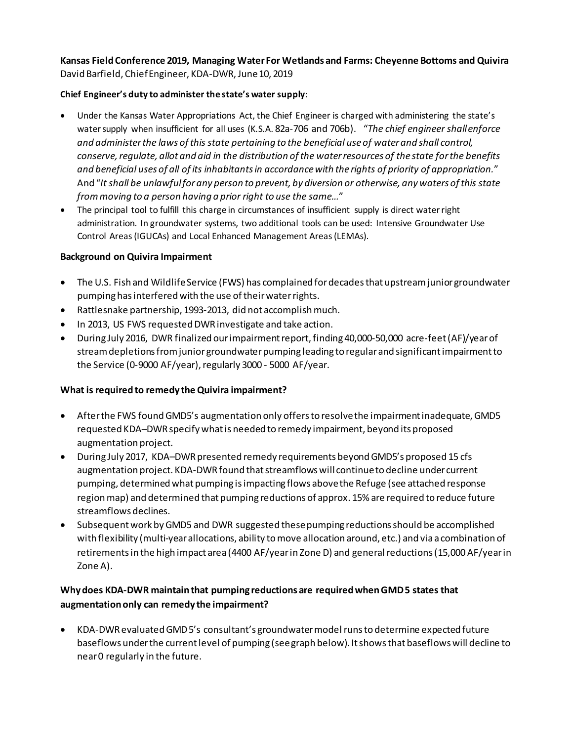**Kansas Field Conference 2019, Managing Water For Wetlands and Farms: Cheyenne Bottoms and Quivira**
David Barfield, Chief Engineer, KDA-DWR, June 10, 2019

**Chief Engineer's duty to administer the state's water supply**:

- Under the Kansas Water Appropriations Act, the Chief Engineer is charged with administering the state's water supply when insufficient for all uses (K.S.A. 82a-706 and 706b). "*The chief engineer shall enforce and administer the laws of this state pertaining to the beneficial use of water and shall control, conserve, regulate, allot and aid in the distribution of the water resources of the state for the benefits and beneficial uses of all of its inhabitants in accordance with the rights of priority of appropriation.*" And "*It shall be unlawful for any person to prevent, by diversion or otherwise, any waters of this state from moving to a person having a prior right to use the same…*"
- The principal tool to fulfill this charge in circumstances of insufficient supply is direct water right administration. In groundwater systems, two additional tools can be used: Intensive Groundwater Use Control Areas (IGUCAs) and Local Enhanced Management Areas (LEMAs).

**Background on Quivira Impairment**

- The U.S. Fish and Wildlife Service (FWS) has complained for decades that upstream junior groundwater pumping has interfered with the use of their water rights.
- Rattlesnake partnership, 1993-2013, did not accomplish much.
- In 2013, US FWS requested DWR investigate and take action.
- During July 2016, DWR finalized our impairment report, finding 40,000-50,000 acre-feet (AF)/year of stream depletions from junior groundwater pumping leading to regular and significant impairment to the Service (0-9000 AF/year), regularly 3000 - 5000 AF/year.

**What is required to remedy the Quivira impairment?**

- After the FWS found GMD5's augmentation only offers to resolve the impairment inadequate, GMD5 requested KDA–DWR specify what is needed to remedy impairment, beyond its proposed augmentation project.
- During July 2017, KDA–DWR presented remedy requirements beyond GMD5's proposed 15 cfs augmentation project. KDA-DWR found that streamflows will continue to decline under current pumping, determined what pumping is impacting flows above the Refuge (see attached response region map) and determined that pumping reductions of approx. 15% are required to reduce future streamflows declines.
- Subsequent work by GMD5 and DWR suggested these pumping reductions should be accomplished with flexibility (multi-year allocations, ability to move allocation around, etc.) and via a combination of retirements in the high impact area (4400 AF/year in Zone D) and general reductions (15,000 AF/year in Zone A).

**Why does KDA-DWR maintain that pumping reductions are required when GMD5 states that augmentation only can remedy the impairment?**

- KDA-DWR evaluated GMD5's consultant's groundwater model runs to determine expected future baseflows under the current level of pumping (see graph below). It shows that baseflows will decline to near 0 regularly in the future.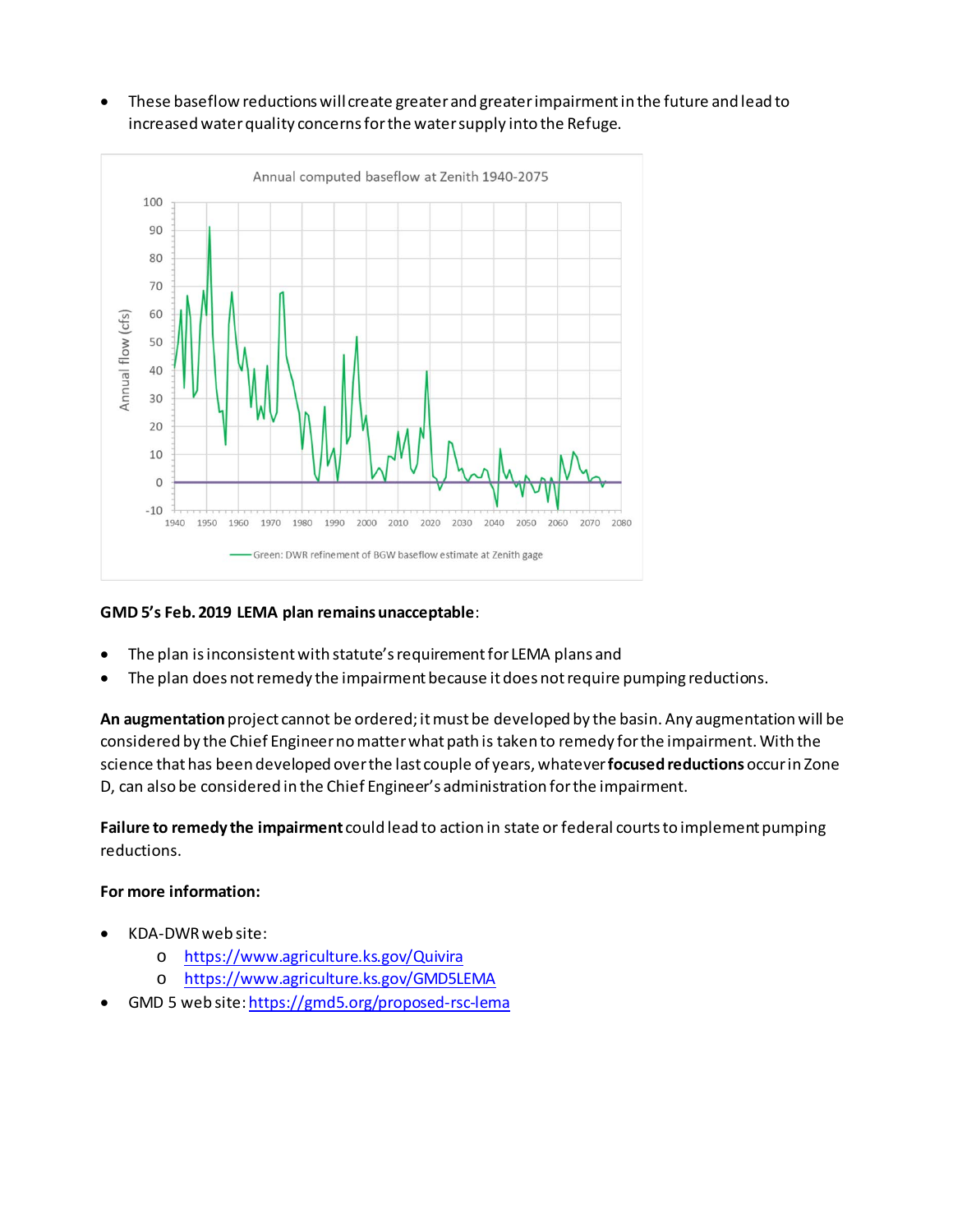- These baseflow reductions will create greater and greater impairment in the future and lead to increased water quality concerns for the water supply into the Refuge.

**GMD 5's Feb. 2019 LEMA plan remains unacceptable**:

- The plan is inconsistent with statute's requirement for LEMA plans and
- The plan does not remedy the impairment because it does not require pumping reductions.

**An augmentation** project cannot be ordered; it must be developed by the basin. Any augmentation will be considered by the Chief Engineer no matter what path is taken to remedy for the impairment. With the science that has been developed over the last couple of years, whatever **focused reductions** occur in Zone D, can also be considered in the Chief Engineer's administration for the impairment.

**Failure to remedy the impairment** could lead to action in state or federal courts to implement pumping reductions.

**For more information:**

- KDA-DWR web site:
  - https://www.agriculture.ks.gov/Quivira
  - https://www.agriculture.ks.gov/GMD5LEMA
- GMD 5 web site: https://gmd5.org/proposed-rsc-lema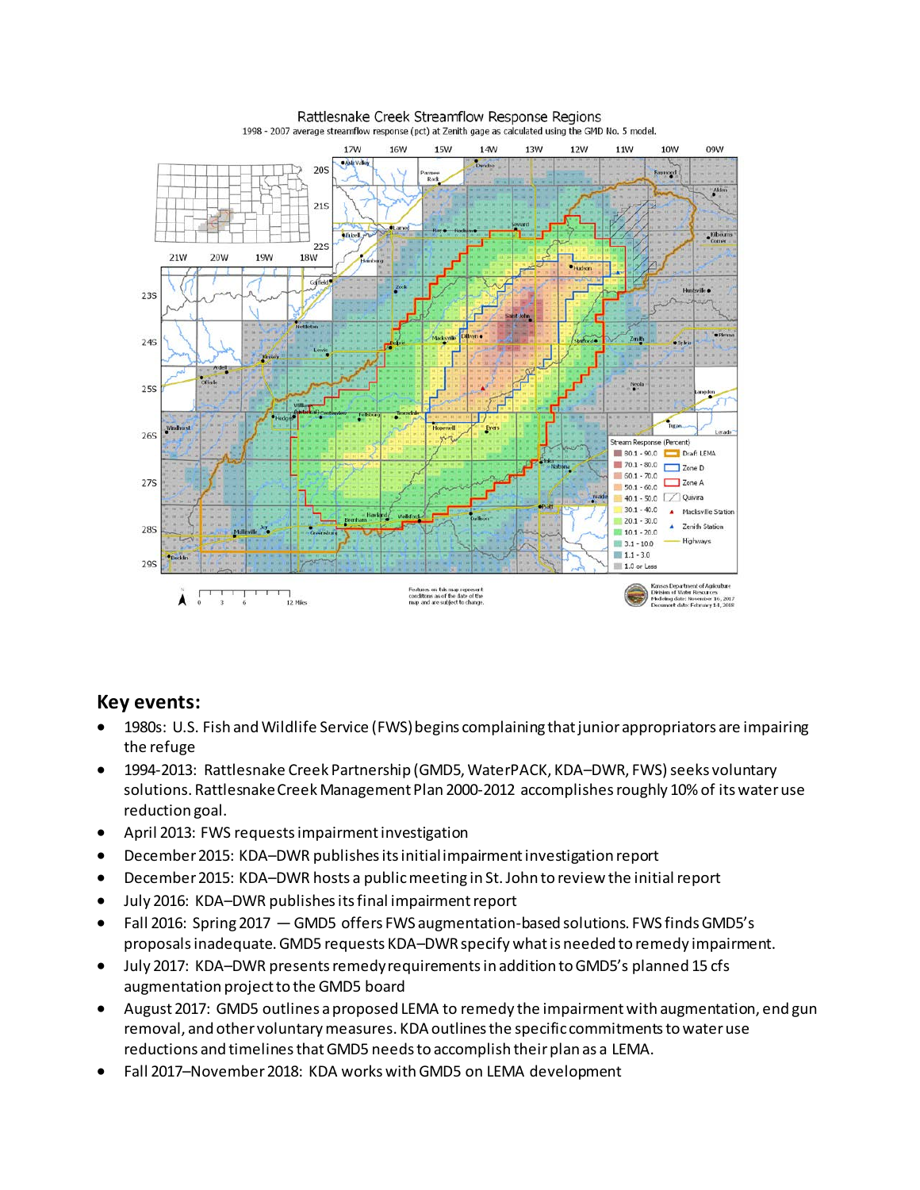Rattlesnake Creek Streamflow Response Regions

1998 - 2007 average streamflow response (pct) at Zenith gage as calculated using the GMD No. 5 model.

## Key events:

- 1980s: U.S. Fish and Wildlife Service (FWS) begins complaining that junior appropriators are impairing the refuge
- 1994-2013: Rattlesnake Creek Partnership (GMD5, WaterPACK, KDA–DWR, FWS) seeks voluntary solutions. Rattlesnake Creek Management Plan 2000-2012 accomplishes roughly 10% of its water use reduction goal.
- April 2013: FWS requests impairment investigation
- December 2015: KDA–DWR publishes its initial impairment investigation report
- December 2015: KDA–DWR hosts a public meeting in St. John to review the initial report
- July 2016: KDA–DWR publishes its final impairment report
- Fall 2016: Spring 2017 — GMD5 offers FWS augmentation-based solutions. FWS finds GMD5's proposals inadequate. GMD5 requests KDA–DWR specify what is needed to remedy impairment.
- July 2017: KDA–DWR presents remedy requirements in addition to GMD5's planned 15 cfs augmentation project to the GMD5 board
- August 2017: GMD5 outlines a proposed LEMA to remedy the impairment with augmentation, end gun removal, and other voluntary measures. KDA outlines the specific commitments to water use reductions and timelines that GMD5 needs to accomplish their plan as a LEMA.
- Fall 2017–November 2018: KDA works with GMD5 on LEMA development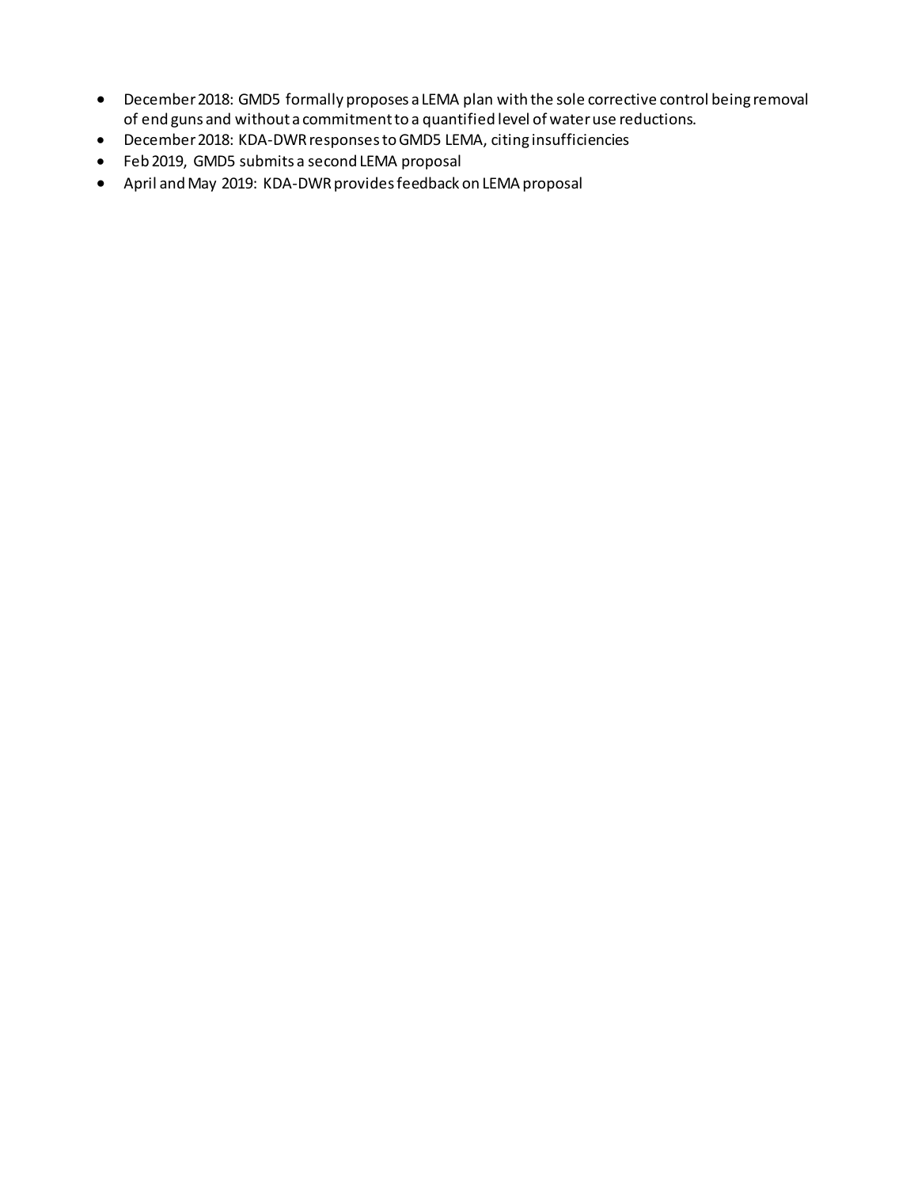- December 2018: GMD5 formally proposes a LEMA plan with the sole corrective control being removal of end guns and without a commitment to a quantified level of water use reductions.
- December 2018: KDA-DWR responses to GMD5 LEMA, citing insufficiencies
- Feb 2019, GMD5 submits a second LEMA proposal
- April and May 2019: KDA-DWR provides feedback on LEMA proposal